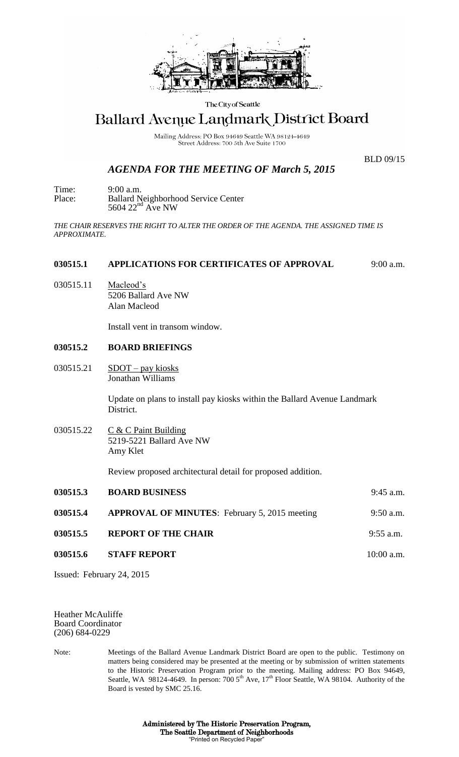The City of Seattle

# Ballard Avenue Landmark District Board

Mailing Address: PO Box 94649 Seattle WA 98124-4649
Street Address: 700 5th Ave Suite 1700

BLD 09/15

## *AGENDA FOR THE MEETING OF March 5, 2015*

Time: 9:00 a.m.
Place: Ballard Neighborhood Service Center
5604 22nd Ave NW

*THE CHAIR RESERVES THE RIGHT TO ALTER THE ORDER OF THE AGENDA. THE ASSIGNED TIME IS APPROXIMATE.*

**030515.1 APPLICATIONS FOR CERTIFICATES OF APPROVAL** 9:00 a.m.

030515.11 Macleod's
5206 Ballard Ave NW
Alan Macleod

Install vent in transom window.

**030515.2 BOARD BRIEFINGS**

030515.21 SDOT – pay kiosks
Jonathan Williams

Update on plans to install pay kiosks within the Ballard Avenue Landmark District.

030515.22 C & C Paint Building
5219-5221 Ballard Ave NW
Amy Klet

Review proposed architectural detail for proposed addition.

**030515.3 BOARD BUSINESS** 9:45 a.m.

**030515.4 APPROVAL OF MINUTES**: February 5, 2015 meeting 9:50 a.m.

**030515.5 REPORT OF THE CHAIR** 9:55 a.m.

**030515.6 STAFF REPORT** 10:00 a.m.

Issued: February 24, 2015

Heather McAuliffe
Board Coordinator
(206) 684-0229

Note: Meetings of the Ballard Avenue Landmark District Board are open to the public. Testimony on matters being considered may be presented at the meeting or by submission of written statements to the Historic Preservation Program prior to the meeting. Mailing address: PO Box 94649, Seattle, WA 98124-4649. In person: 700 5th Ave, 17th Floor Seattle, WA 98104. Authority of the Board is vested by SMC 25.16.

**Administered by The Historic Preservation Program,**
**The Seattle Department of Neighborhoods**
"Printed on Recycled Paper"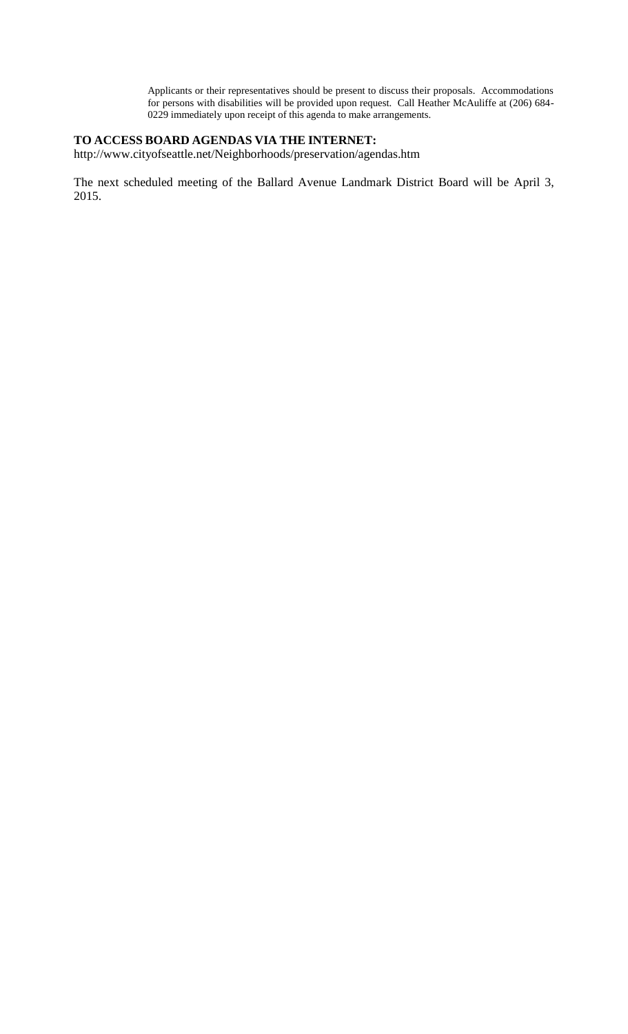Applicants or their representatives should be present to discuss their proposals. Accommodations for persons with disabilities will be provided upon request. Call Heather McAuliffe at (206) 684-0229 immediately upon receipt of this agenda to make arrangements.

**TO ACCESS BOARD AGENDAS VIA THE INTERNET:**

http://www.cityofseattle.net/Neighborhoods/preservation/agendas.htm

The next scheduled meeting of the Ballard Avenue Landmark District Board will be April 3, 2015.